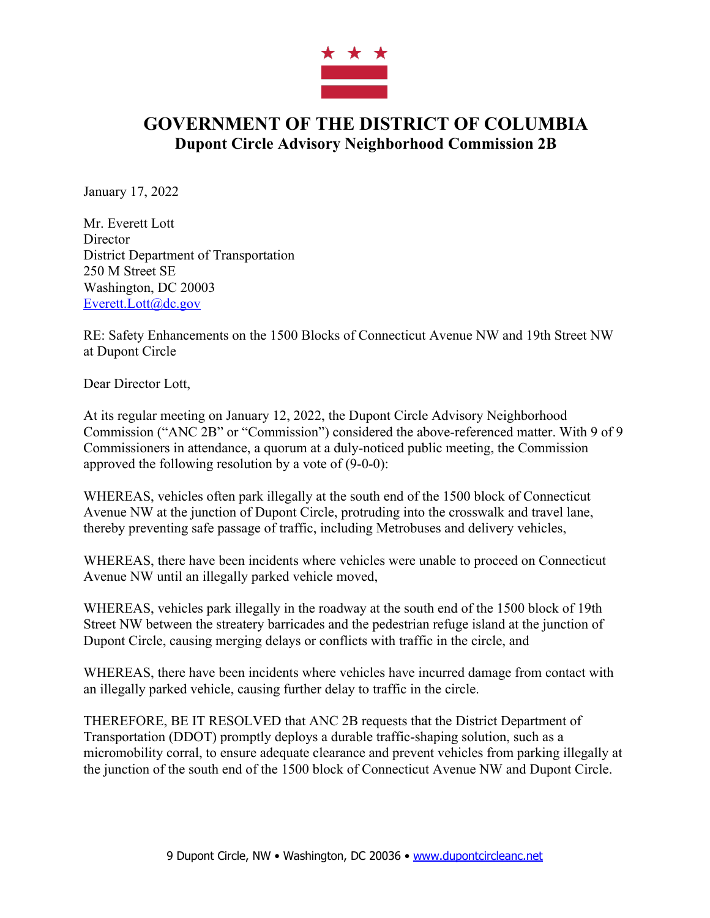# GOVERNMENT OF THE DISTRICT OF COLUMBIA
## Dupont Circle Advisory Neighborhood Commission 2B

January 17, 2022

Mr. Everett Lott
Director
District Department of Transportation
250 M Street SE
Washington, DC 20003
Everett.Lott@dc.gov

RE: Safety Enhancements on the 1500 Blocks of Connecticut Avenue NW and 19th Street NW at Dupont Circle

Dear Director Lott,

At its regular meeting on January 12, 2022, the Dupont Circle Advisory Neighborhood Commission ("ANC 2B" or "Commission") considered the above-referenced matter. With 9 of 9 Commissioners in attendance, a quorum at a duly-noticed public meeting, the Commission approved the following resolution by a vote of (9-0-0):

WHEREAS, vehicles often park illegally at the south end of the 1500 block of Connecticut Avenue NW at the junction of Dupont Circle, protruding into the crosswalk and travel lane, thereby preventing safe passage of traffic, including Metrobuses and delivery vehicles,

WHEREAS, there have been incidents where vehicles were unable to proceed on Connecticut Avenue NW until an illegally parked vehicle moved,

WHEREAS, vehicles park illegally in the roadway at the south end of the 1500 block of 19th Street NW between the streatery barricades and the pedestrian refuge island at the junction of Dupont Circle, causing merging delays or conflicts with traffic in the circle, and

WHEREAS, there have been incidents where vehicles have incurred damage from contact with an illegally parked vehicle, causing further delay to traffic in the circle.

THEREFORE, BE IT RESOLVED that ANC 2B requests that the District Department of Transportation (DDOT) promptly deploys a durable traffic-shaping solution, such as a micromobility corral, to ensure adequate clearance and prevent vehicles from parking illegally at the junction of the south end of the 1500 block of Connecticut Avenue NW and Dupont Circle.

9 Dupont Circle, NW • Washington, DC 20036 • www.dupontcircleanc.net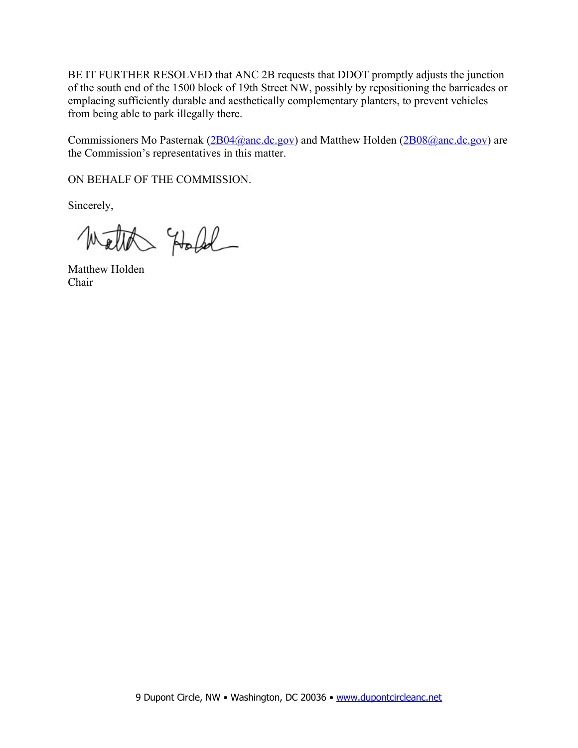BE IT FURTHER RESOLVED that ANC 2B requests that DDOT promptly adjusts the junction of the south end of the 1500 block of 19th Street NW, possibly by repositioning the barricades or emplacing sufficiently durable and aesthetically complementary planters, to prevent vehicles from being able to park illegally there.

Commissioners Mo Pasternak (2B04@anc.dc.gov) and Matthew Holden (2B08@anc.dc.gov) are the Commission's representatives in this matter.

ON BEHALF OF THE COMMISSION.

Sincerely,

Matthew Holden
Chair